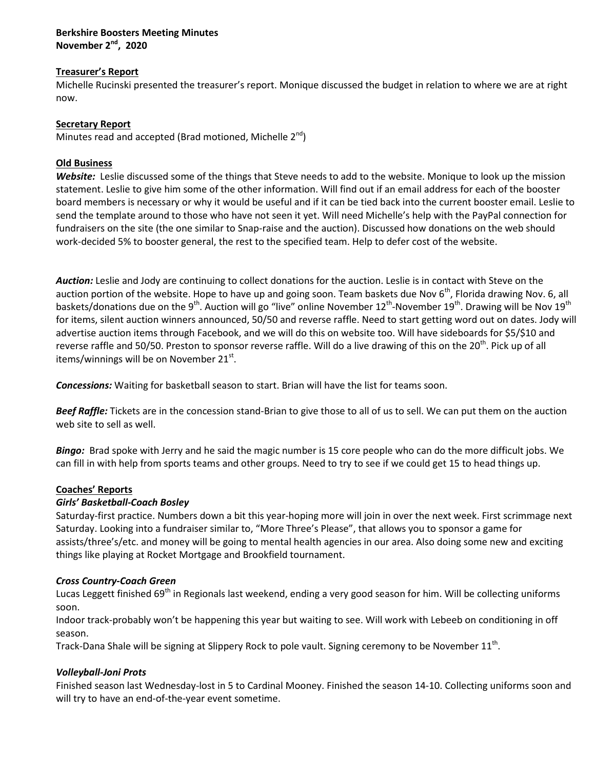**Berkshire Boosters Meeting Minutes**
**November 2nd, 2020**

**Treasurer's Report**

Michelle Rucinski presented the treasurer's report. Monique discussed the budget in relation to where we are at right now.

**Secretary Report**

Minutes read and accepted (Brad motioned, Michelle 2nd)

**Old Business**

***Website:*** Leslie discussed some of the things that Steve needs to add to the website. Monique to look up the mission statement. Leslie to give him some of the other information. Will find out if an email address for each of the booster board members is necessary or why it would be useful and if it can be tied back into the current booster email. Leslie to send the template around to those who have not seen it yet. Will need Michelle's help with the PayPal connection for fundraisers on the site (the one similar to Snap-raise and the auction). Discussed how donations on the web should work-decided 5% to booster general, the rest to the specified team. Help to defer cost of the website.

***Auction:*** Leslie and Jody are continuing to collect donations for the auction. Leslie is in contact with Steve on the auction portion of the website. Hope to have up and going soon. Team baskets due Nov 6th, Florida drawing Nov. 6, all baskets/donations due on the 9th. Auction will go "live" online November 12th-November 19th. Drawing will be Nov 19th for items, silent auction winners announced, 50/50 and reverse raffle. Need to start getting word out on dates. Jody will advertise auction items through Facebook, and we will do this on website too. Will have sideboards for $5/$10 and reverse raffle and 50/50. Preston to sponsor reverse raffle. Will do a live drawing of this on the 20th. Pick up of all items/winnings will be on November 21st.

***Concessions:*** Waiting for basketball season to start. Brian will have the list for teams soon.

***Beef Raffle:*** Tickets are in the concession stand-Brian to give those to all of us to sell. We can put them on the auction web site to sell as well.

***Bingo:*** Brad spoke with Jerry and he said the magic number is 15 core people who can do the more difficult jobs. We can fill in with help from sports teams and other groups. Need to try to see if we could get 15 to head things up.

**Coaches' Reports**

***Girls' Basketball-Coach Bosley***

Saturday-first practice. Numbers down a bit this year-hoping more will join in over the next week. First scrimmage next Saturday. Looking into a fundraiser similar to, "More Three's Please", that allows you to sponsor a game for assists/three's/etc. and money will be going to mental health agencies in our area. Also doing some new and exciting things like playing at Rocket Mortgage and Brookfield tournament.

***Cross Country-Coach Green***

Lucas Leggett finished 69th in Regionals last weekend, ending a very good season for him. Will be collecting uniforms soon.

Indoor track-probably won't be happening this year but waiting to see. Will work with Lebeeb on conditioning in off season.

Track-Dana Shale will be signing at Slippery Rock to pole vault. Signing ceremony to be November 11th.

***Volleyball-Joni Prots***

Finished season last Wednesday-lost in 5 to Cardinal Mooney. Finished the season 14-10. Collecting uniforms soon and will try to have an end-of-the-year event sometime.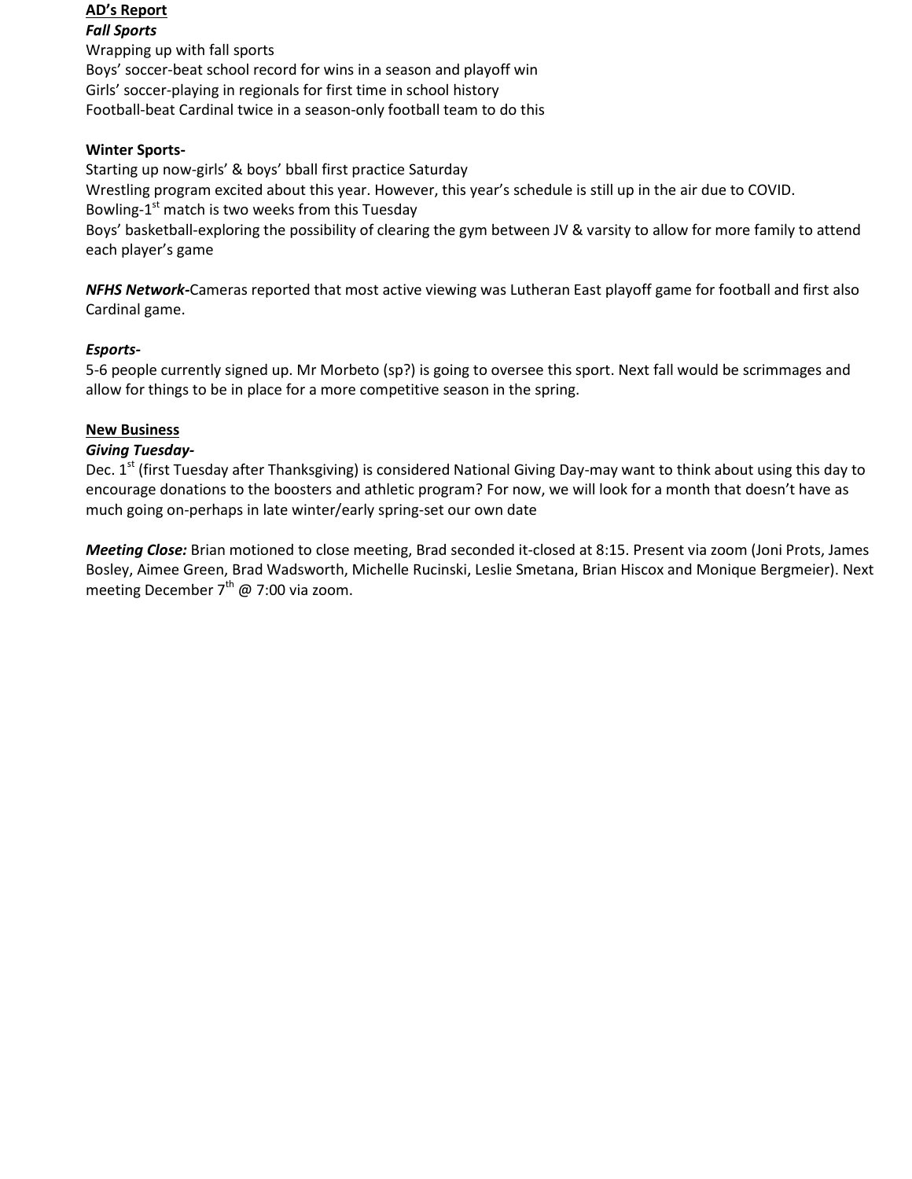**<u>AD's Report</u>**

***Fall Sports***

Wrapping up with fall sports

Boys' soccer-beat school record for wins in a season and playoff win

Girls' soccer-playing in regionals for first time in school history

Football-beat Cardinal twice in a season-only football team to do this

**Winter Sports-**

Starting up now-girls' & boys' bball first practice Saturday

Wrestling program excited about this year. However, this year's schedule is still up in the air due to COVID.

Bowling-1st match is two weeks from this Tuesday

Boys' basketball-exploring the possibility of clearing the gym between JV & varsity to allow for more family to attend each player's game

***NFHS Network-***Cameras reported that most active viewing was Lutheran East playoff game for football and first also Cardinal game.

***Esports-***

5-6 people currently signed up. Mr Morbeto (sp?) is going to oversee this sport. Next fall would be scrimmages and allow for things to be in place for a more competitive season in the spring.

**<u>New Business</u>**

***Giving Tuesday-***

Dec. 1st (first Tuesday after Thanksgiving) is considered National Giving Day-may want to think about using this day to encourage donations to the boosters and athletic program? For now, we will look for a month that doesn't have as much going on-perhaps in late winter/early spring-set our own date

***Meeting Close:*** Brian motioned to close meeting, Brad seconded it-closed at 8:15. Present via zoom (Joni Prots, James Bosley, Aimee Green, Brad Wadsworth, Michelle Rucinski, Leslie Smetana, Brian Hiscox and Monique Bergmeier). Next meeting December 7th @ 7:00 via zoom.